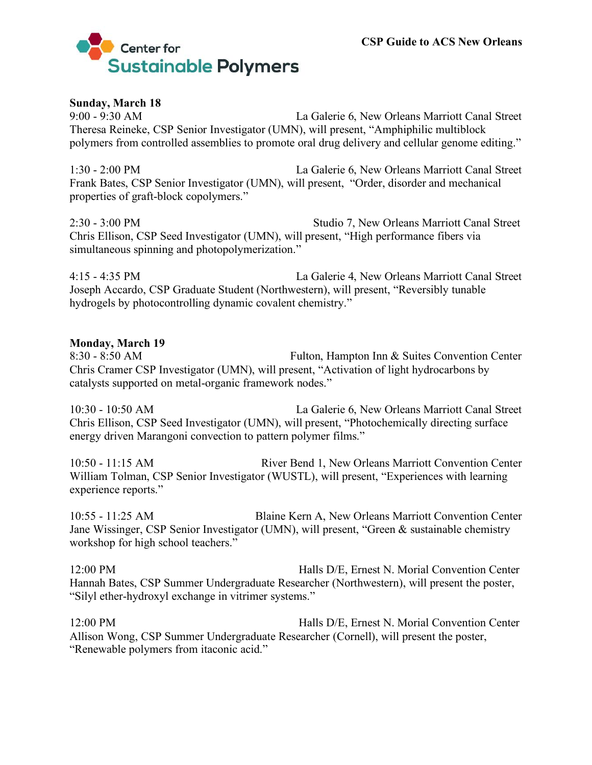Center for Sustainable Polymers

**CSP Guide to ACS New Orleans**

**Sunday, March 18**

9:00 - 9:30 AM — La Galerie 6, New Orleans Marriott Canal Street
Theresa Reineke, CSP Senior Investigator (UMN), will present, "Amphiphilic multiblock polymers from controlled assemblies to promote oral drug delivery and cellular genome editing."

1:30 - 2:00 PM — La Galerie 6, New Orleans Marriott Canal Street
Frank Bates, CSP Senior Investigator (UMN), will present, "Order, disorder and mechanical properties of graft-block copolymers."

2:30 - 3:00 PM — Studio 7, New Orleans Marriott Canal Street
Chris Ellison, CSP Seed Investigator (UMN), will present, "High performance fibers via simultaneous spinning and photopolymerization."

4:15 - 4:35 PM — La Galerie 4, New Orleans Marriott Canal Street
Joseph Accardo, CSP Graduate Student (Northwestern), will present, "Reversibly tunable hydrogels by photocontrolling dynamic covalent chemistry."

**Monday, March 19**

8:30 - 8:50 AM — Fulton, Hampton Inn & Suites Convention Center
Chris Cramer CSP Investigator (UMN), will present, "Activation of light hydrocarbons by catalysts supported on metal-organic framework nodes."

10:30 - 10:50 AM — La Galerie 6, New Orleans Marriott Canal Street
Chris Ellison, CSP Seed Investigator (UMN), will present, "Photochemically directing surface energy driven Marangoni convection to pattern polymer films."

10:50 - 11:15 AM — River Bend 1, New Orleans Marriott Convention Center
William Tolman, CSP Senior Investigator (WUSTL), will present, "Experiences with learning experience reports."

10:55 - 11:25 AM — Blaine Kern A, New Orleans Marriott Convention Center
Jane Wissinger, CSP Senior Investigator (UMN), will present, "Green & sustainable chemistry workshop for high school teachers."

12:00 PM — Halls D/E, Ernest N. Morial Convention Center
Hannah Bates, CSP Summer Undergraduate Researcher (Northwestern), will present the poster, "Silyl ether-hydroxyl exchange in vitrimer systems."

12:00 PM — Halls D/E, Ernest N. Morial Convention Center
Allison Wong, CSP Summer Undergraduate Researcher (Cornell), will present the poster, "Renewable polymers from itaconic acid."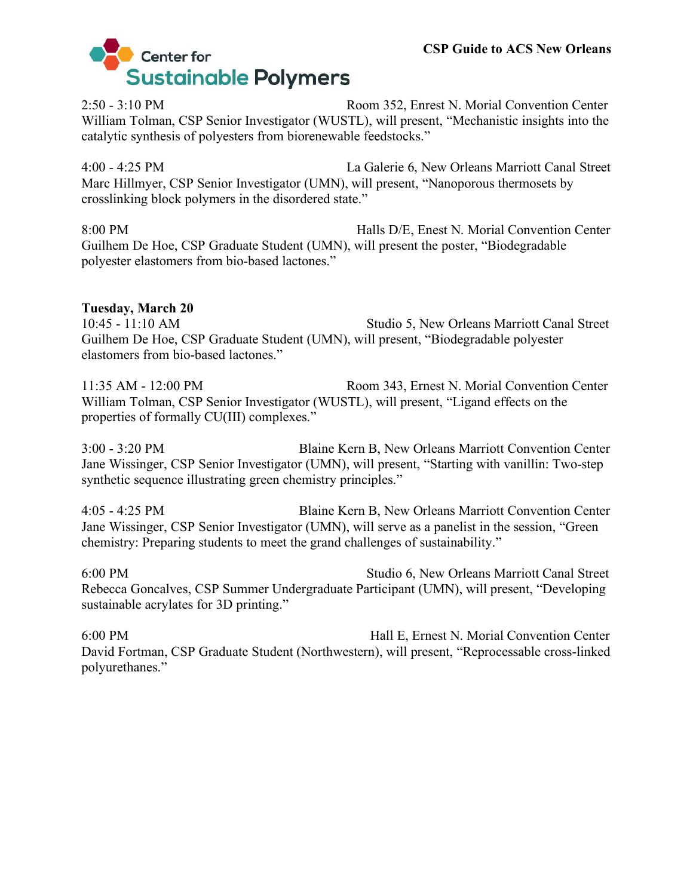2:50 - 3:10 PM Room 352, Enrest N. Morial Convention Center
William Tolman, CSP Senior Investigator (WUSTL), will present, "Mechanistic insights into the catalytic synthesis of polyesters from biorenewable feedstocks."

4:00 - 4:25 PM La Galerie 6, New Orleans Marriott Canal Street
Marc Hillmyer, CSP Senior Investigator (UMN), will present, "Nanoporous thermosets by crosslinking block polymers in the disordered state."

8:00 PM Halls D/E, Enest N. Morial Convention Center
Guilhem De Hoe, CSP Graduate Student (UMN), will present the poster, "Biodegradable polyester elastomers from bio-based lactones."

**Tuesday, March 20**

10:45 - 11:10 AM Studio 5, New Orleans Marriott Canal Street
Guilhem De Hoe, CSP Graduate Student (UMN), will present, "Biodegradable polyester elastomers from bio-based lactones."

11:35 AM - 12:00 PM Room 343, Ernest N. Morial Convention Center
William Tolman, CSP Senior Investigator (WUSTL), will present, "Ligand effects on the properties of formally CU(III) complexes."

3:00 - 3:20 PM Blaine Kern B, New Orleans Marriott Convention Center
Jane Wissinger, CSP Senior Investigator (UMN), will present, "Starting with vanillin: Two-step synthetic sequence illustrating green chemistry principles."

4:05 - 4:25 PM Blaine Kern B, New Orleans Marriott Convention Center
Jane Wissinger, CSP Senior Investigator (UMN), will serve as a panelist in the session, "Green chemistry: Preparing students to meet the grand challenges of sustainability."

6:00 PM Studio 6, New Orleans Marriott Canal Street
Rebecca Goncalves, CSP Summer Undergraduate Participant (UMN), will present, "Developing sustainable acrylates for 3D printing."

6:00 PM Hall E, Ernest N. Morial Convention Center
David Fortman, CSP Graduate Student (Northwestern), will present, "Reprocessable cross-linked polyurethanes."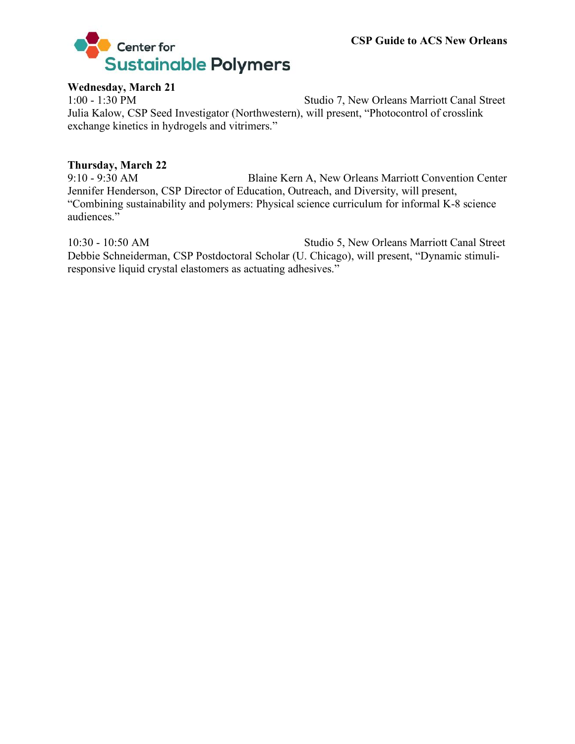**Wednesday, March 21**

1:00 - 1:30 PM Studio 7, New Orleans Marriott Canal Street

Julia Kalow, CSP Seed Investigator (Northwestern), will present, "Photocontrol of crosslink exchange kinetics in hydrogels and vitrimers."

**Thursday, March 22**

9:10 - 9:30 AM Blaine Kern A, New Orleans Marriott Convention Center

Jennifer Henderson, CSP Director of Education, Outreach, and Diversity, will present, "Combining sustainability and polymers: Physical science curriculum for informal K-8 science audiences."

10:30 - 10:50 AM Studio 5, New Orleans Marriott Canal Street

Debbie Schneiderman, CSP Postdoctoral Scholar (U. Chicago), will present, "Dynamic stimuli-responsive liquid crystal elastomers as actuating adhesives."